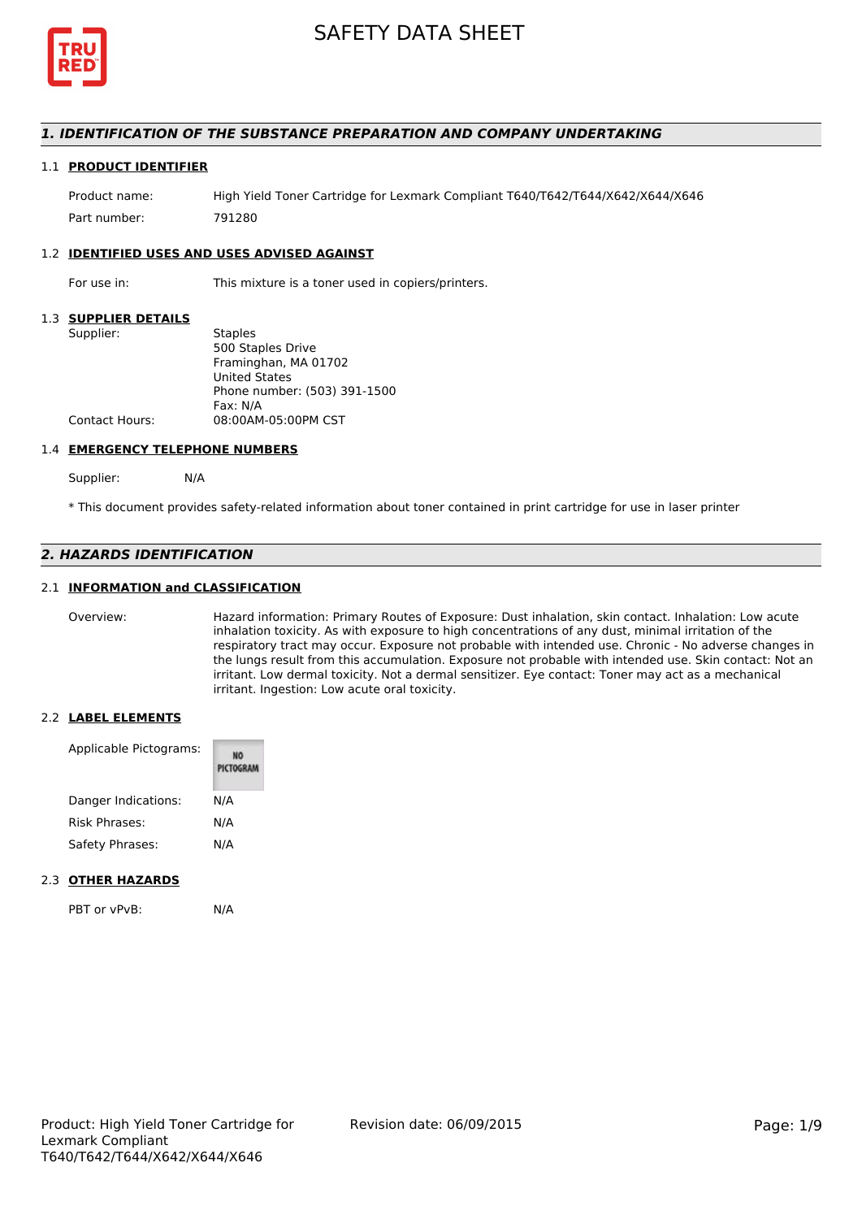# SAFETY DATA SHEET

## *1. IDENTIFICATION OF THE SUBSTANCE PREPARATION AND COMPANY UNDERTAKING*

### 1.1 PRODUCT IDENTIFIER

Product name: High Yield Toner Cartridge for Lexmark Compliant T640/T642/T644/X642/X644/X646

Part number: 791280

### 1.2 IDENTIFIED USES AND USES ADVISED AGAINST

For use in: This mixture is a toner used in copiers/printers.

### 1.3 SUPPLIER DETAILS

Supplier: Staples
500 Staples Drive
Framinghan, MA 01702
United States
Phone number: (503) 391-1500
Fax: N/A

Contact Hours: 08:00AM-05:00PM CST

### 1.4 EMERGENCY TELEPHONE NUMBERS

Supplier: N/A

\* This document provides safety-related information about toner contained in print cartridge for use in laser printer

## *2. HAZARDS IDENTIFICATION*

### 2.1 INFORMATION and CLASSIFICATION

Overview: Hazard information: Primary Routes of Exposure: Dust inhalation, skin contact. Inhalation: Low acute inhalation toxicity. As with exposure to high concentrations of any dust, minimal irritation of the respiratory tract may occur. Exposure not probable with intended use. Chronic - No adverse changes in the lungs result from this accumulation. Exposure not probable with intended use. Skin contact: Not an irritant. Low dermal toxicity. Not a dermal sensitizer. Eye contact: Toner may act as a mechanical irritant. Ingestion: Low acute oral toxicity.

### 2.2 LABEL ELEMENTS

Applicable Pictograms: NO PICTOGRAM

Danger Indications: N/A

Risk Phrases: N/A

Safety Phrases: N/A

### 2.3 OTHER HAZARDS

PBT or vPvB: N/A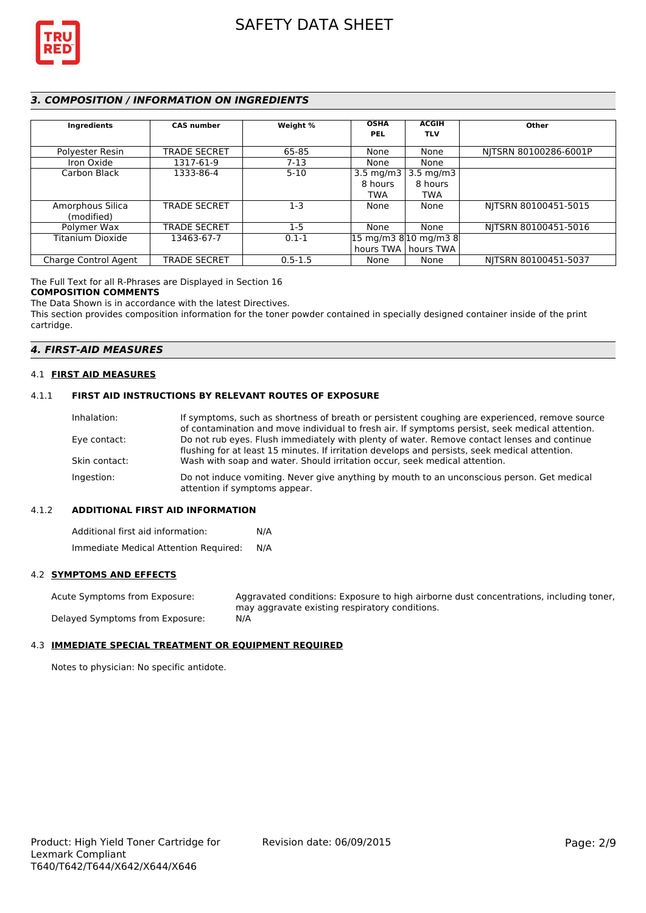## 3. COMPOSITION / INFORMATION ON INGREDIENTS

| Ingredients | CAS number | Weight % | OSHA PEL | ACGIH TLV | Other |
|---|---|---|---|---|---|
| Polyester Resin | TRADE SECRET | 65-85 | None | None | NJTSRN 80100286-6001P |
| Iron Oxide | 1317-61-9 | 7-13 | None | None | |
| Carbon Black | 1333-86-4 | 5-10 | 3.5 mg/m3 8 hours TWA | 3.5 mg/m3 8 hours TWA | |
| Amorphous Silica (modified) | TRADE SECRET | 1-3 | None | None | NJTSRN 80100451-5015 |
| Polymer Wax | TRADE SECRET | 1-5 | None | None | NJTSRN 80100451-5016 |
| Titanium Dioxide | 13463-67-7 | 0.1-1 | 15 mg/m3 8 hours TWA | 10 mg/m3 8 hours TWA | |
| Charge Control Agent | TRADE SECRET | 0.5-1.5 | None | None | NJTSRN 80100451-5037 |

The Full Text for all R-Phrases are Displayed in Section 16

**COMPOSITION COMMENTS**

The Data Shown is in accordance with the latest Directives.

This section provides composition information for the toner powder contained in specially designed container inside of the print cartridge.

## 4. FIRST-AID MEASURES

### 4.1 FIRST AID MEASURES

#### 4.1.1 FIRST AID INSTRUCTIONS BY RELEVANT ROUTES OF EXPOSURE

Inhalation: If symptoms, such as shortness of breath or persistent coughing are experienced, remove source of contamination and move individual to fresh air. If symptoms persist, seek medical attention.

Eye contact: Do not rub eyes. Flush immediately with plenty of water. Remove contact lenses and continue flushing for at least 15 minutes. If irritation develops and persists, seek medical attention.

Skin contact: Wash with soap and water. Should irritation occur, seek medical attention.

Ingestion: Do not induce vomiting. Never give anything by mouth to an unconscious person. Get medical attention if symptoms appear.

#### 4.1.2 ADDITIONAL FIRST AID INFORMATION

Additional first aid information: N/A

Immediate Medical Attention Required: N/A

### 4.2 SYMPTOMS AND EFFECTS

Acute Symptoms from Exposure: Aggravated conditions: Exposure to high airborne dust concentrations, including toner, may aggravate existing respiratory conditions.

Delayed Symptoms from Exposure: N/A

### 4.3 IMMEDIATE SPECIAL TREATMENT OR EQUIPMENT REQUIRED

Notes to physician: No specific antidote.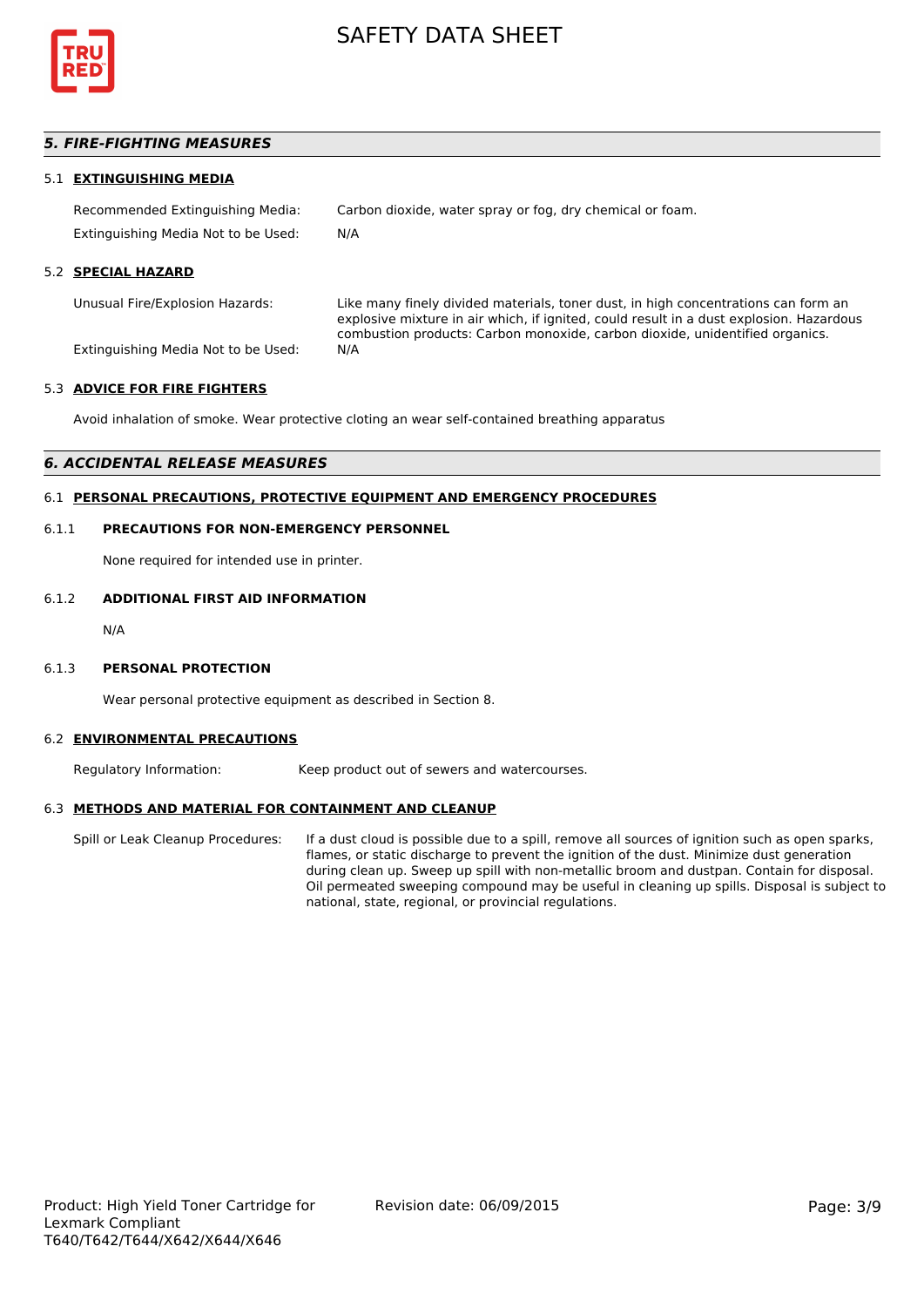## 5. FIRE-FIGHTING MEASURES

### 5.1 EXTINGUISHING MEDIA

Recommended Extinguishing Media: Carbon dioxide, water spray or fog, dry chemical or foam.

Extinguishing Media Not to be Used: N/A

### 5.2 SPECIAL HAZARD

Unusual Fire/Explosion Hazards: Like many finely divided materials, toner dust, in high concentrations can form an explosive mixture in air which, if ignited, could result in a dust explosion. Hazardous combustion products: Carbon monoxide, carbon dioxide, unidentified organics.

Extinguishing Media Not to be Used: N/A

### 5.3 ADVICE FOR FIRE FIGHTERS

Avoid inhalation of smoke. Wear protective cloting an wear self-contained breathing apparatus

## 6. ACCIDENTAL RELEASE MEASURES

### 6.1 PERSONAL PRECAUTIONS, PROTECTIVE EQUIPMENT AND EMERGENCY PROCEDURES

#### 6.1.1 PRECAUTIONS FOR NON-EMERGENCY PERSONNEL

None required for intended use in printer.

#### 6.1.2 ADDITIONAL FIRST AID INFORMATION

N/A

#### 6.1.3 PERSONAL PROTECTION

Wear personal protective equipment as described in Section 8.

### 6.2 ENVIRONMENTAL PRECAUTIONS

Regulatory Information: Keep product out of sewers and watercourses.

### 6.3 METHODS AND MATERIAL FOR CONTAINMENT AND CLEANUP

Spill or Leak Cleanup Procedures: If a dust cloud is possible due to a spill, remove all sources of ignition such as open sparks, flames, or static discharge to prevent the ignition of the dust. Minimize dust generation during clean up. Sweep up spill with non-metallic broom and dustpan. Contain for disposal. Oil permeated sweeping compound may be useful in cleaning up spills. Disposal is subject to national, state, regional, or provincial regulations.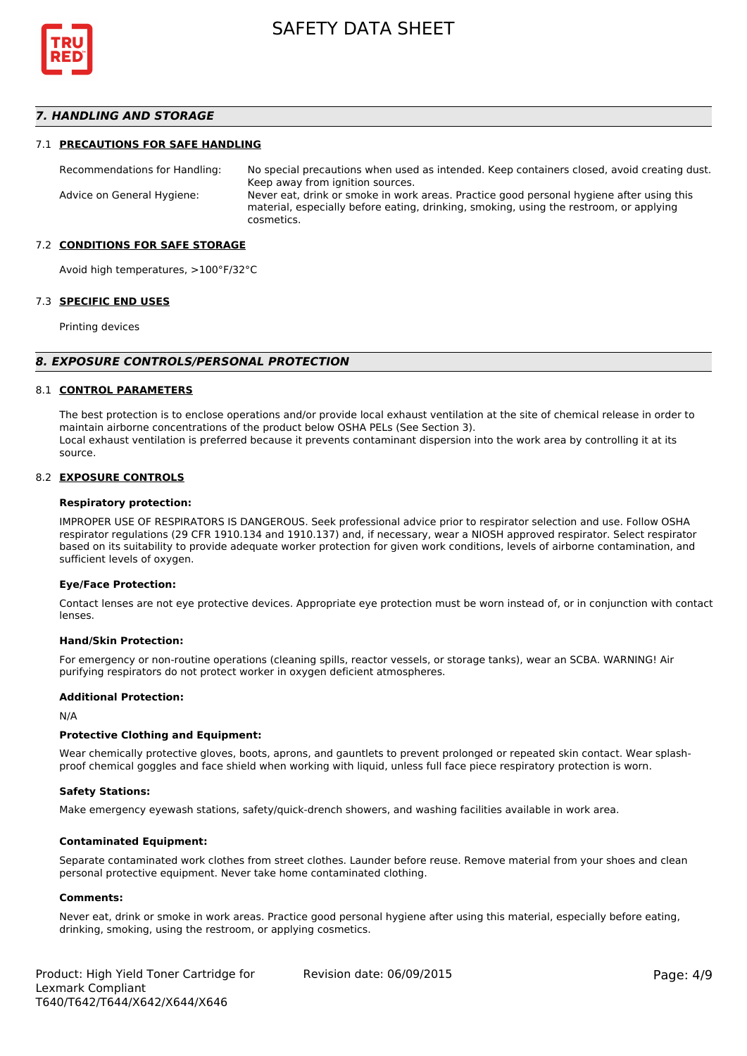## 7. HANDLING AND STORAGE

### 7.1 PRECAUTIONS FOR SAFE HANDLING

| | |
|---|---|
| Recommendations for Handling: | No special precautions when used as intended. Keep containers closed, avoid creating dust. Keep away from ignition sources. |
| Advice on General Hygiene: | Never eat, drink or smoke in work areas. Practice good personal hygiene after using this material, especially before eating, drinking, smoking, using the restroom, or applying cosmetics. |

### 7.2 CONDITIONS FOR SAFE STORAGE

Avoid high temperatures, >100°F/32°C

### 7.3 SPECIFIC END USES

Printing devices

## 8. EXPOSURE CONTROLS/PERSONAL PROTECTION

### 8.1 CONTROL PARAMETERS

The best protection is to enclose operations and/or provide local exhaust ventilation at the site of chemical release in order to maintain airborne concentrations of the product below OSHA PELs (See Section 3).
Local exhaust ventilation is preferred because it prevents contaminant dispersion into the work area by controlling it at its source.

### 8.2 EXPOSURE CONTROLS

**Respiratory protection:**

IMPROPER USE OF RESPIRATORS IS DANGEROUS. Seek professional advice prior to respirator selection and use. Follow OSHA respirator regulations (29 CFR 1910.134 and 1910.137) and, if necessary, wear a NIOSH approved respirator. Select respirator based on its suitability to provide adequate worker protection for given work conditions, levels of airborne contamination, and sufficient levels of oxygen.

**Eye/Face Protection:**

Contact lenses are not eye protective devices. Appropriate eye protection must be worn instead of, or in conjunction with contact lenses.

**Hand/Skin Protection:**

For emergency or non-routine operations (cleaning spills, reactor vessels, or storage tanks), wear an SCBA. WARNING! Air purifying respirators do not protect worker in oxygen deficient atmospheres.

**Additional Protection:**

N/A

**Protective Clothing and Equipment:**

Wear chemically protective gloves, boots, aprons, and gauntlets to prevent prolonged or repeated skin contact. Wear splash-proof chemical goggles and face shield when working with liquid, unless full face piece respiratory protection is worn.

**Safety Stations:**

Make emergency eyewash stations, safety/quick-drench showers, and washing facilities available in work area.

**Contaminated Equipment:**

Separate contaminated work clothes from street clothes. Launder before reuse. Remove material from your shoes and clean personal protective equipment. Never take home contaminated clothing.

**Comments:**

Never eat, drink or smoke in work areas. Practice good personal hygiene after using this material, especially before eating, drinking, smoking, using the restroom, or applying cosmetics.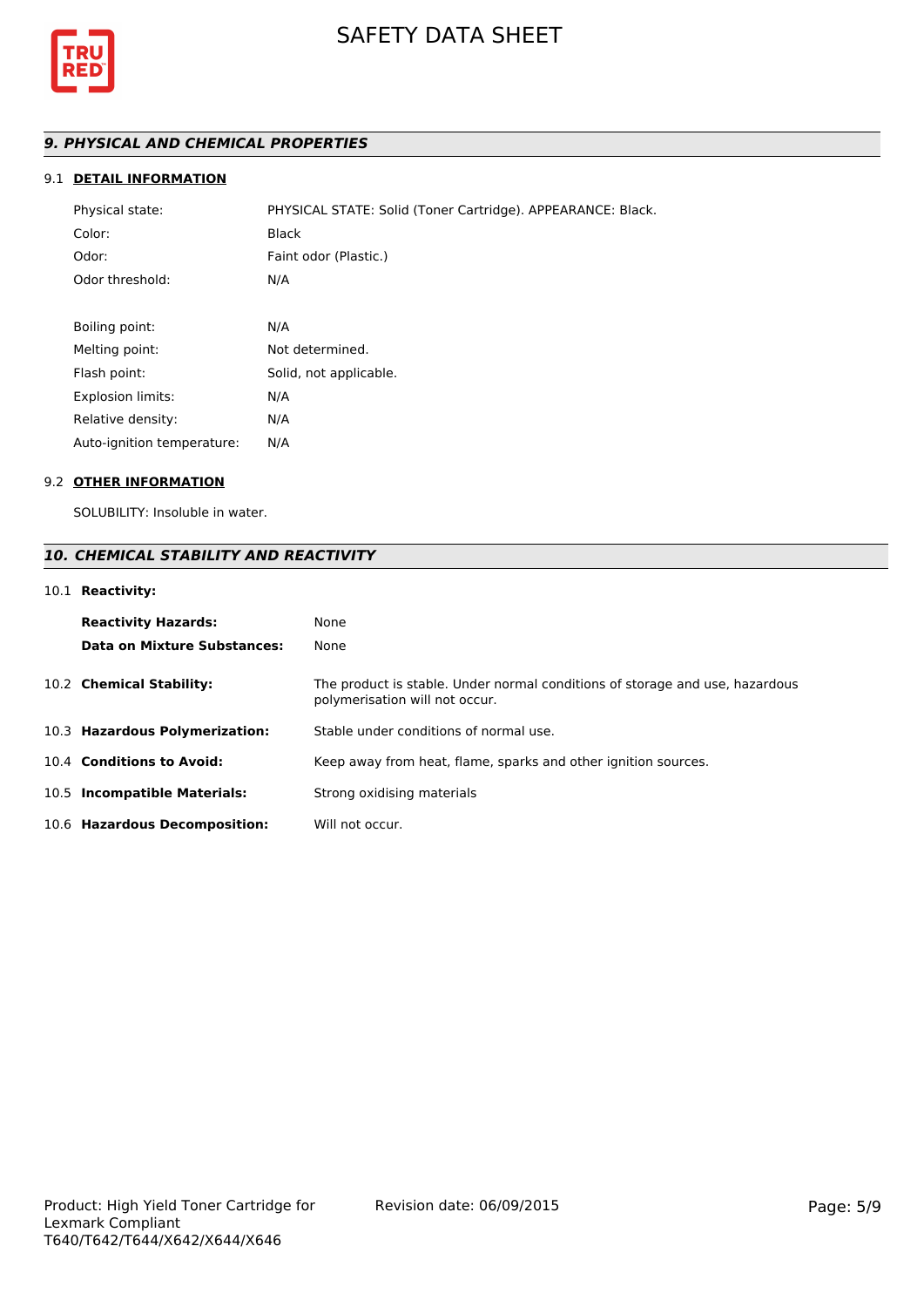## *9. PHYSICAL AND CHEMICAL PROPERTIES*

### 9.1 DETAIL INFORMATION

| | |
|---|---|
| Physical state: | PHYSICAL STATE: Solid (Toner Cartridge). APPEARANCE: Black. |
| Color: | Black |
| Odor: | Faint odor (Plastic.) |
| Odor threshold: | N/A |
| Boiling point: | N/A |
| Melting point: | Not determined. |
| Flash point: | Solid, not applicable. |
| Explosion limits: | N/A |
| Relative density: | N/A |
| Auto-ignition temperature: | N/A |

### 9.2 OTHER INFORMATION

SOLUBILITY: Insoluble in water.

## *10. CHEMICAL STABILITY AND REACTIVITY*

### 10.1 Reactivity:

| | |
|---|---|
| **Reactivity Hazards:** | None |
| **Data on Mixture Substances:** | None |

| | |
|---|---|
| 10.2 **Chemical Stability:** | The product is stable. Under normal conditions of storage and use, hazardous polymerisation will not occur. |
| 10.3 **Hazardous Polymerization:** | Stable under conditions of normal use. |
| 10.4 **Conditions to Avoid:** | Keep away from heat, flame, sparks and other ignition sources. |
| 10.5 **Incompatible Materials:** | Strong oxidising materials |
| 10.6 **Hazardous Decomposition:** | Will not occur. |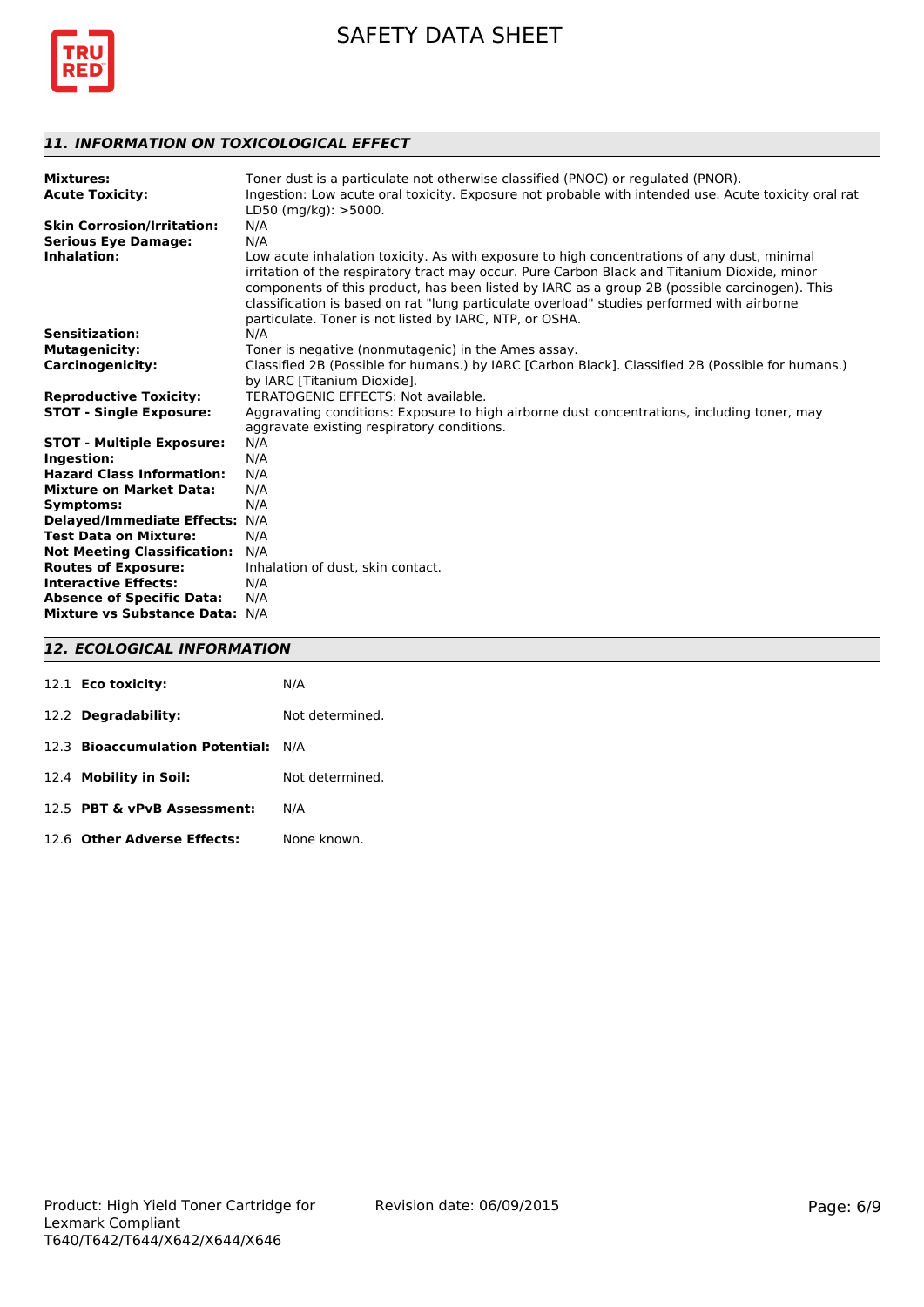## 11. INFORMATION ON TOXICOLOGICAL EFFECT

| | |
|---|---|
| **Mixtures:** | Toner dust is a particulate not otherwise classified (PNOC) or regulated (PNOR). |
| **Acute Toxicity:** | Ingestion: Low acute oral toxicity. Exposure not probable with intended use. Acute toxicity oral rat LD50 (mg/kg): >5000. |
| **Skin Corrosion/Irritation:** | N/A |
| **Serious Eye Damage:** | N/A |
| **Inhalation:** | Low acute inhalation toxicity. As with exposure to high concentrations of any dust, minimal irritation of the respiratory tract may occur. Pure Carbon Black and Titanium Dioxide, minor components of this product, has been listed by IARC as a group 2B (possible carcinogen). This classification is based on rat "lung particulate overload" studies performed with airborne particulate. Toner is not listed by IARC, NTP, or OSHA. |
| **Sensitization:** | N/A |
| **Mutagenicity:** | Toner is negative (nonmutagenic) in the Ames assay. |
| **Carcinogenicity:** | Classified 2B (Possible for humans.) by IARC [Carbon Black]. Classified 2B (Possible for humans.) by IARC [Titanium Dioxide]. |
| **Reproductive Toxicity:** | TERATOGENIC EFFECTS: Not available. |
| **STOT - Single Exposure:** | Aggravating conditions: Exposure to high airborne dust concentrations, including toner, may aggravate existing respiratory conditions. |
| **STOT - Multiple Exposure:** | N/A |
| **Ingestion:** | N/A |
| **Hazard Class Information:** | N/A |
| **Mixture on Market Data:** | N/A |
| **Symptoms:** | N/A |
| **Delayed/Immediate Effects:** | N/A |
| **Test Data on Mixture:** | N/A |
| **Not Meeting Classification:** | N/A |
| **Routes of Exposure:** | Inhalation of dust, skin contact. |
| **Interactive Effects:** | N/A |
| **Absence of Specific Data:** | N/A |
| **Mixture vs Substance Data:** | N/A |

## 12. ECOLOGICAL INFORMATION

| | |
|---|---|
| 12.1 **Eco toxicity:** | N/A |
| 12.2 **Degradability:** | Not determined. |
| 12.3 **Bioaccumulation Potential:** | N/A |
| 12.4 **Mobility in Soil:** | Not determined. |
| 12.5 **PBT & vPvB Assessment:** | N/A |
| 12.6 **Other Adverse Effects:** | None known. |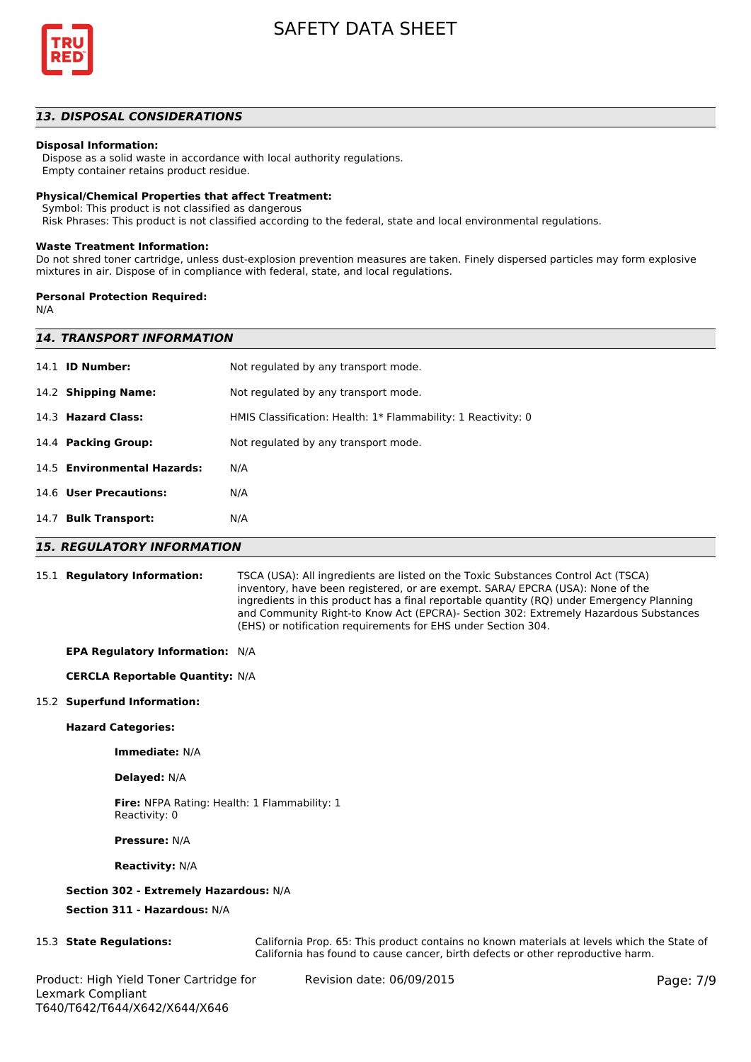## *13. DISPOSAL CONSIDERATIONS*

**Disposal Information:**

Dispose as a solid waste in accordance with local authority regulations.
Empty container retains product residue.

**Physical/Chemical Properties that affect Treatment:**

Symbol: This product is not classified as dangerous
Risk Phrases: This product is not classified according to the federal, state and local environmental regulations.

**Waste Treatment Information:**

Do not shred toner cartridge, unless dust-explosion prevention measures are taken. Finely dispersed particles may form explosive mixtures in air. Dispose of in compliance with federal, state, and local regulations.

**Personal Protection Required:**

N/A

## *14. TRANSPORT INFORMATION*

14.1 **ID Number:** Not regulated by any transport mode.

14.2 **Shipping Name:** Not regulated by any transport mode.

14.3 **Hazard Class:** HMIS Classification: Health: 1* Flammability: 1 Reactivity: 0

14.4 **Packing Group:** Not regulated by any transport mode.

14.5 **Environmental Hazards:** N/A

14.6 **User Precautions:** N/A

14.7 **Bulk Transport:** N/A

## *15. REGULATORY INFORMATION*

15.1 **Regulatory Information:** TSCA (USA): All ingredients are listed on the Toxic Substances Control Act (TSCA) inventory, have been registered, or are exempt. SARA/ EPCRA (USA): None of the ingredients in this product has a final reportable quantity (RQ) under Emergency Planning and Community Right-to Know Act (EPCRA)- Section 302: Extremely Hazardous Substances (EHS) or notification requirements for EHS under Section 304.

**EPA Regulatory Information:** N/A

**CERCLA Reportable Quantity:** N/A

15.2 **Superfund Information:**

**Hazard Categories:**

**Immediate:** N/A

**Delayed:** N/A

**Fire:** NFPA Rating: Health: 1 Flammability: 1 Reactivity: 0

**Pressure:** N/A

**Reactivity:** N/A

**Section 302 - Extremely Hazardous:** N/A

**Section 311 - Hazardous:** N/A

15.3 **State Regulations:** California Prop. 65: This product contains no known materials at levels which the State of California has found to cause cancer, birth defects or other reproductive harm.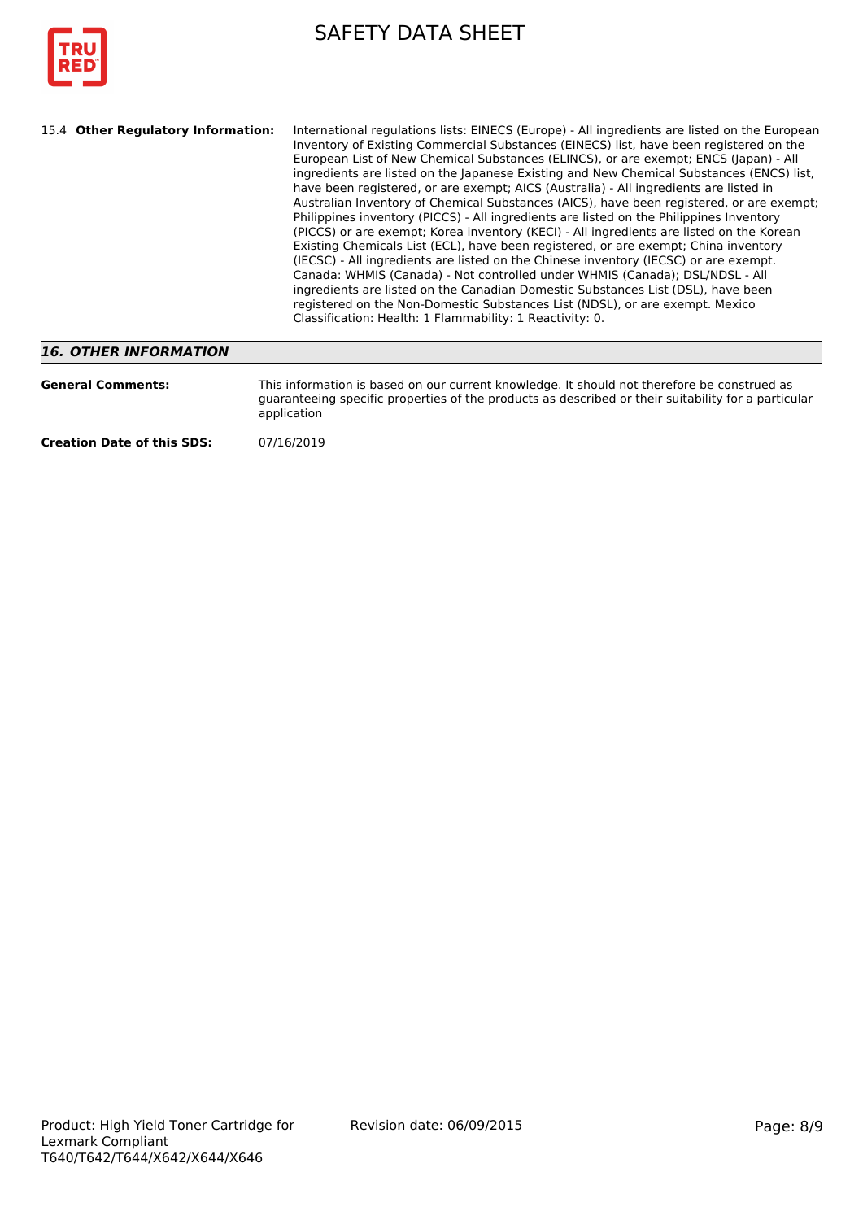**15.4 Other Regulatory Information:** International regulations lists: EINECS (Europe) - All ingredients are listed on the European Inventory of Existing Commercial Substances (EINECS) list, have been registered on the European List of New Chemical Substances (ELINCS), or are exempt; ENCS (Japan) - All ingredients are listed on the Japanese Existing and New Chemical Substances (ENCS) list, have been registered, or are exempt; AICS (Australia) - All ingredients are listed in Australian Inventory of Chemical Substances (AICS), have been registered, or are exempt; Philippines inventory (PICCS) - All ingredients are listed on the Philippines Inventory (PICCS) or are exempt; Korea inventory (KECI) - All ingredients are listed on the Korean Existing Chemicals List (ECL), have been registered, or are exempt; China inventory (IECSC) - All ingredients are listed on the Chinese inventory (IECSC) or are exempt. Canada: WHMIS (Canada) - Not controlled under WHMIS (Canada); DSL/NDSL - All ingredients are listed on the Canadian Domestic Substances List (DSL), have been registered on the Non-Domestic Substances List (NDSL), or are exempt. Mexico Classification: Health: 1 Flammability: 1 Reactivity: 0.

## *16. OTHER INFORMATION*

**General Comments:** This information is based on our current knowledge. It should not therefore be construed as guaranteeing specific properties of the products as described or their suitability for a particular application

**Creation Date of this SDS:** 07/16/2019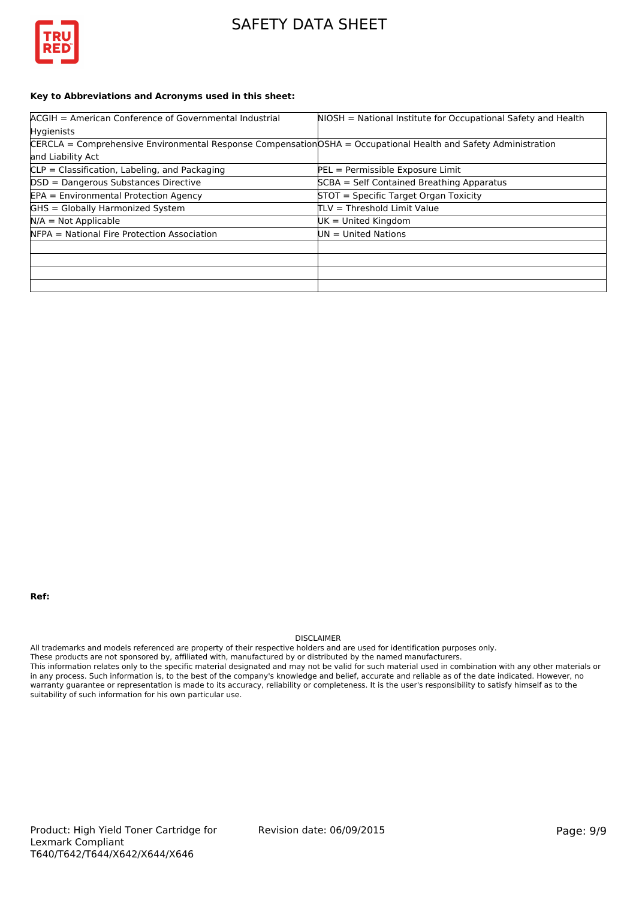**Key to Abbreviations and Acronyms used in this sheet:**

| | |
|---|---|
| ACGIH = American Conference of Governmental Industrial Hygienists | NIOSH = National Institute for Occupational Safety and Health |
| CERCLA = Comprehensive Environmental Response Compensation and Liability Act | OSHA = Occupational Health and Safety Administration |
| CLP = Classification, Labeling, and Packaging | PEL = Permissible Exposure Limit |
| DSD = Dangerous Substances Directive | SCBA = Self Contained Breathing Apparatus |
| EPA = Environmental Protection Agency | STOT = Specific Target Organ Toxicity |
| GHS = Globally Harmonized System | TLV = Threshold Limit Value |
| N/A = Not Applicable | UK = United Kingdom |
| NFPA = National Fire Protection Association | UN = United Nations |
| | |
| | |
| | |
| | |

**Ref:**

DISCLAIMER

All trademarks and models referenced are property of their respective holders and are used for identification purposes only.
These products are not sponsored by, affiliated with, manufactured by or distributed by the named manufacturers.
This information relates only to the specific material designated and may not be valid for such material used in combination with any other materials or in any process. Such information is, to the best of the company's knowledge and belief, accurate and reliable as of the date indicated. However, no warranty guarantee or representation is made to its accuracy, reliability or completeness. It is the user's responsibility to satisfy himself as to the suitability of such information for his own particular use.